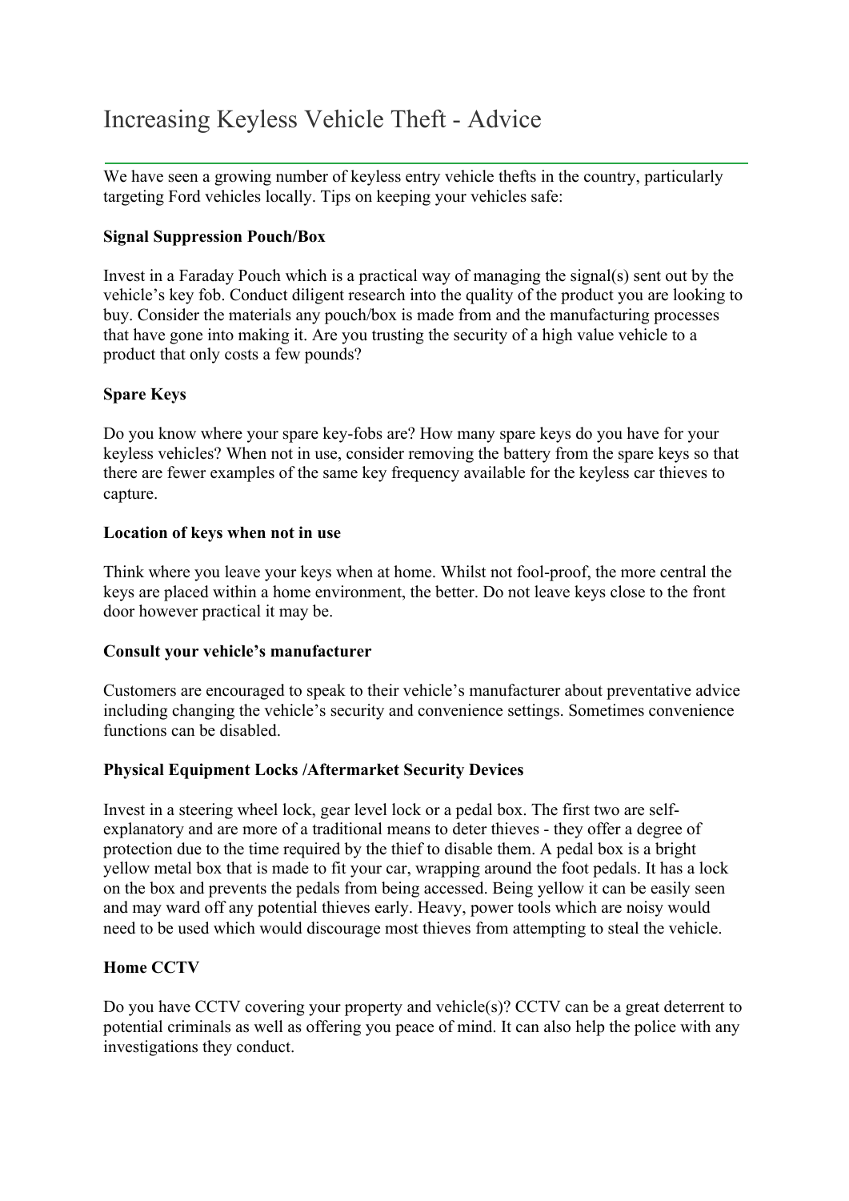# Increasing Keyless Vehicle Theft - Advice

We have seen a growing number of keyless entry vehicle thefts in the country, particularly targeting Ford vehicles locally. Tips on keeping your vehicles safe:

**Signal Suppression Pouch/Box**

Invest in a Faraday Pouch which is a practical way of managing the signal(s) sent out by the vehicle's key fob. Conduct diligent research into the quality of the product you are looking to buy. Consider the materials any pouch/box is made from and the manufacturing processes that have gone into making it. Are you trusting the security of a high value vehicle to a product that only costs a few pounds?

**Spare Keys**

Do you know where your spare key-fobs are? How many spare keys do you have for your keyless vehicles? When not in use, consider removing the battery from the spare keys so that there are fewer examples of the same key frequency available for the keyless car thieves to capture.

**Location of keys when not in use**

Think where you leave your keys when at home. Whilst not fool-proof, the more central the keys are placed within a home environment, the better. Do not leave keys close to the front door however practical it may be.

**Consult your vehicle's manufacturer**

Customers are encouraged to speak to their vehicle's manufacturer about preventative advice including changing the vehicle's security and convenience settings. Sometimes convenience functions can be disabled.

**Physical Equipment Locks /Aftermarket Security Devices**

Invest in a steering wheel lock, gear level lock or a pedal box. The first two are self-explanatory and are more of a traditional means to deter thieves - they offer a degree of protection due to the time required by the thief to disable them. A pedal box is a bright yellow metal box that is made to fit your car, wrapping around the foot pedals. It has a lock on the box and prevents the pedals from being accessed. Being yellow it can be easily seen and may ward off any potential thieves early. Heavy, power tools which are noisy would need to be used which would discourage most thieves from attempting to steal the vehicle.

**Home CCTV**

Do you have CCTV covering your property and vehicle(s)? CCTV can be a great deterrent to potential criminals as well as offering you peace of mind. It can also help the police with any investigations they conduct.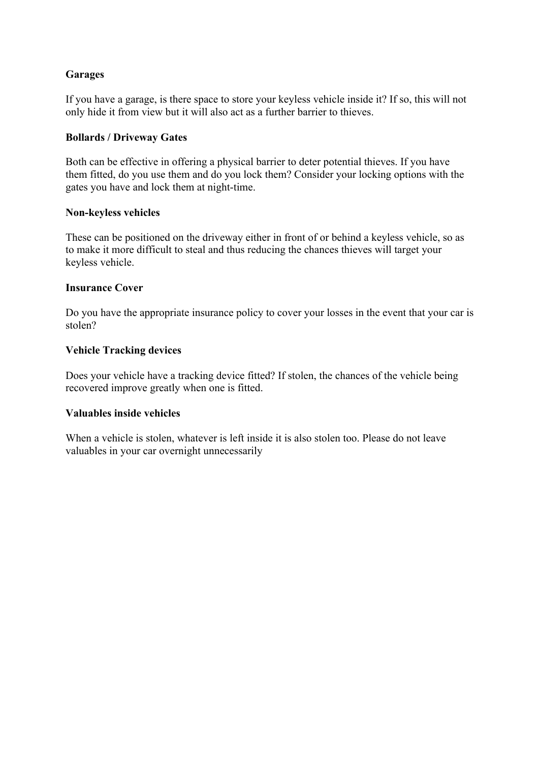**Garages**

If you have a garage, is there space to store your keyless vehicle inside it? If so, this will not only hide it from view but it will also act as a further barrier to thieves.

**Bollards / Driveway Gates**

Both can be effective in offering a physical barrier to deter potential thieves. If you have them fitted, do you use them and do you lock them? Consider your locking options with the gates you have and lock them at night-time.

**Non-keyless vehicles**

These can be positioned on the driveway either in front of or behind a keyless vehicle, so as to make it more difficult to steal and thus reducing the chances thieves will target your keyless vehicle.

**Insurance Cover**

Do you have the appropriate insurance policy to cover your losses in the event that your car is stolen?

**Vehicle Tracking devices**

Does your vehicle have a tracking device fitted? If stolen, the chances of the vehicle being recovered improve greatly when one is fitted.

**Valuables inside vehicles**

When a vehicle is stolen, whatever is left inside it is also stolen too. Please do not leave valuables in your car overnight unnecessarily